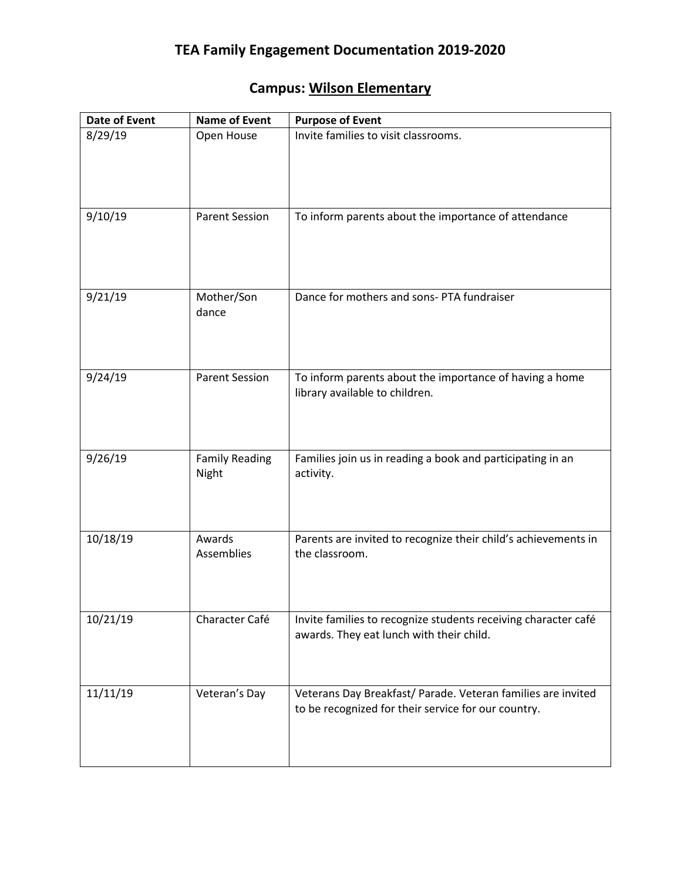# TEA Family Engagement Documentation 2019-2020

## Campus: Wilson Elementary

| Date of Event | Name of Event | Purpose of Event |
|---|---|---|
| 8/29/19 | Open House | Invite families to visit classrooms. |
| 9/10/19 | Parent Session | To inform parents about the importance of attendance |
| 9/21/19 | Mother/Son dance | Dance for mothers and sons- PTA fundraiser |
| 9/24/19 | Parent Session | To inform parents about the importance of having a home library available to children. |
| 9/26/19 | Family Reading Night | Families join us in reading a book and participating in an activity. |
| 10/18/19 | Awards Assemblies | Parents are invited to recognize their child's achievements in the classroom. |
| 10/21/19 | Character Café | Invite families to recognize students receiving character café awards. They eat lunch with their child. |
| 11/11/19 | Veteran's Day | Veterans Day Breakfast/ Parade. Veteran families are invited to be recognized for their service for our country. |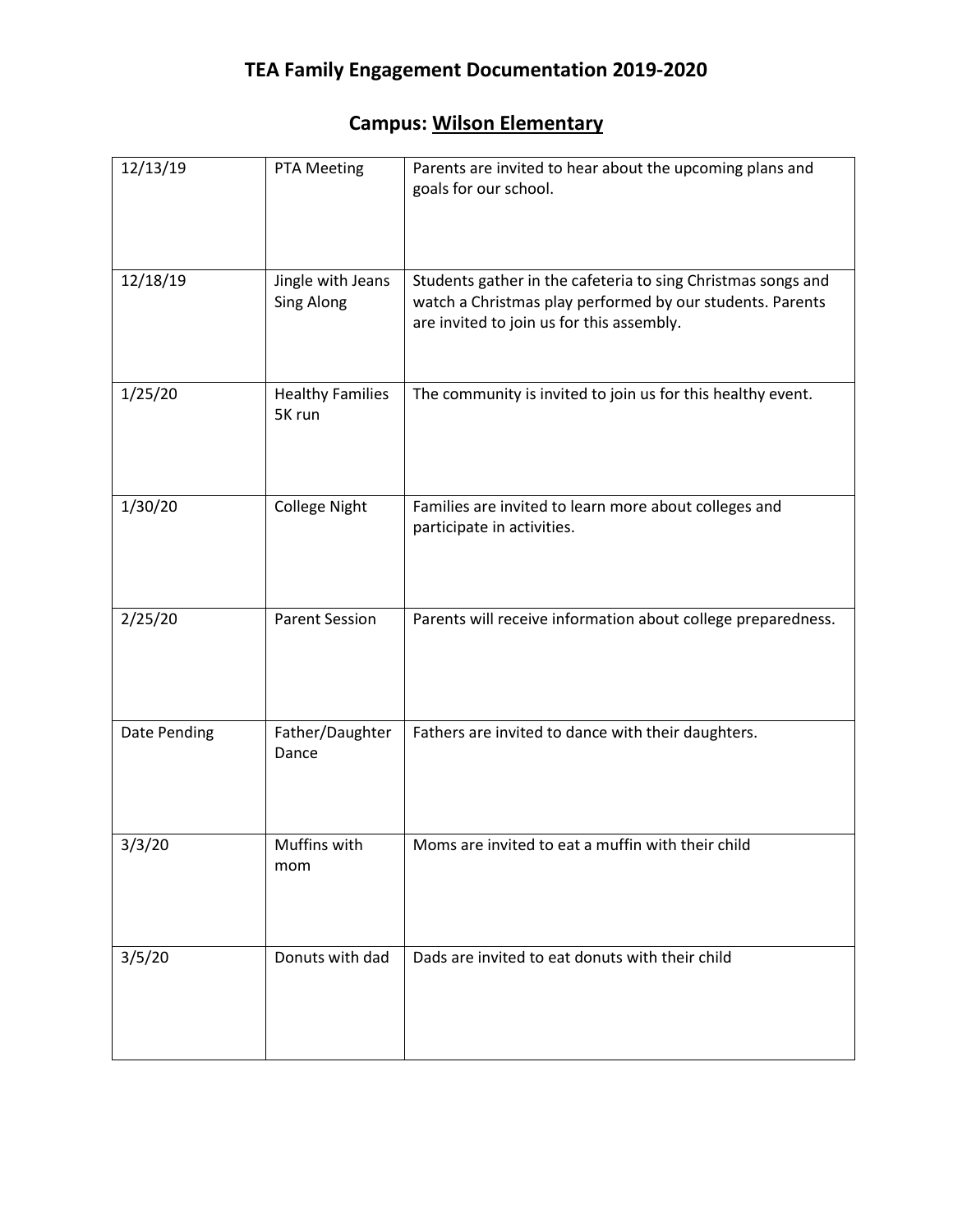# TEA Family Engagement Documentation 2019-2020

## Campus: Wilson Elementary

| | | |
|---|---|---|
| 12/13/19 | PTA Meeting | Parents are invited to hear about the upcoming plans and goals for our school. |
| 12/18/19 | Jingle with Jeans Sing Along | Students gather in the cafeteria to sing Christmas songs and watch a Christmas play performed by our students. Parents are invited to join us for this assembly. |
| 1/25/20 | Healthy Families 5K run | The community is invited to join us for this healthy event. |
| 1/30/20 | College Night | Families are invited to learn more about colleges and participate in activities. |
| 2/25/20 | Parent Session | Parents will receive information about college preparedness. |
| Date Pending | Father/Daughter Dance | Fathers are invited to dance with their daughters. |
| 3/3/20 | Muffins with mom | Moms are invited to eat a muffin with their child |
| 3/5/20 | Donuts with dad | Dads are invited to eat donuts with their child |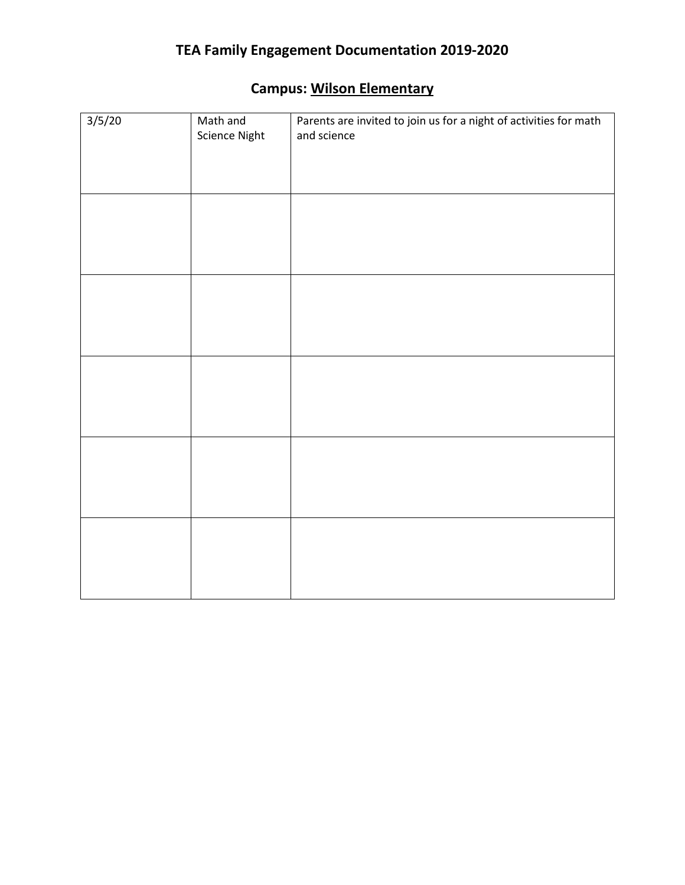# TEA Family Engagement Documentation 2019-2020

## Campus: Wilson Elementary

| | | |
|---|---|---|
| 3/5/20 | Math and Science Night | Parents are invited to join us for a night of activities for math and science |
| | | |
| | | |
| | | |
| | | |
| | | |